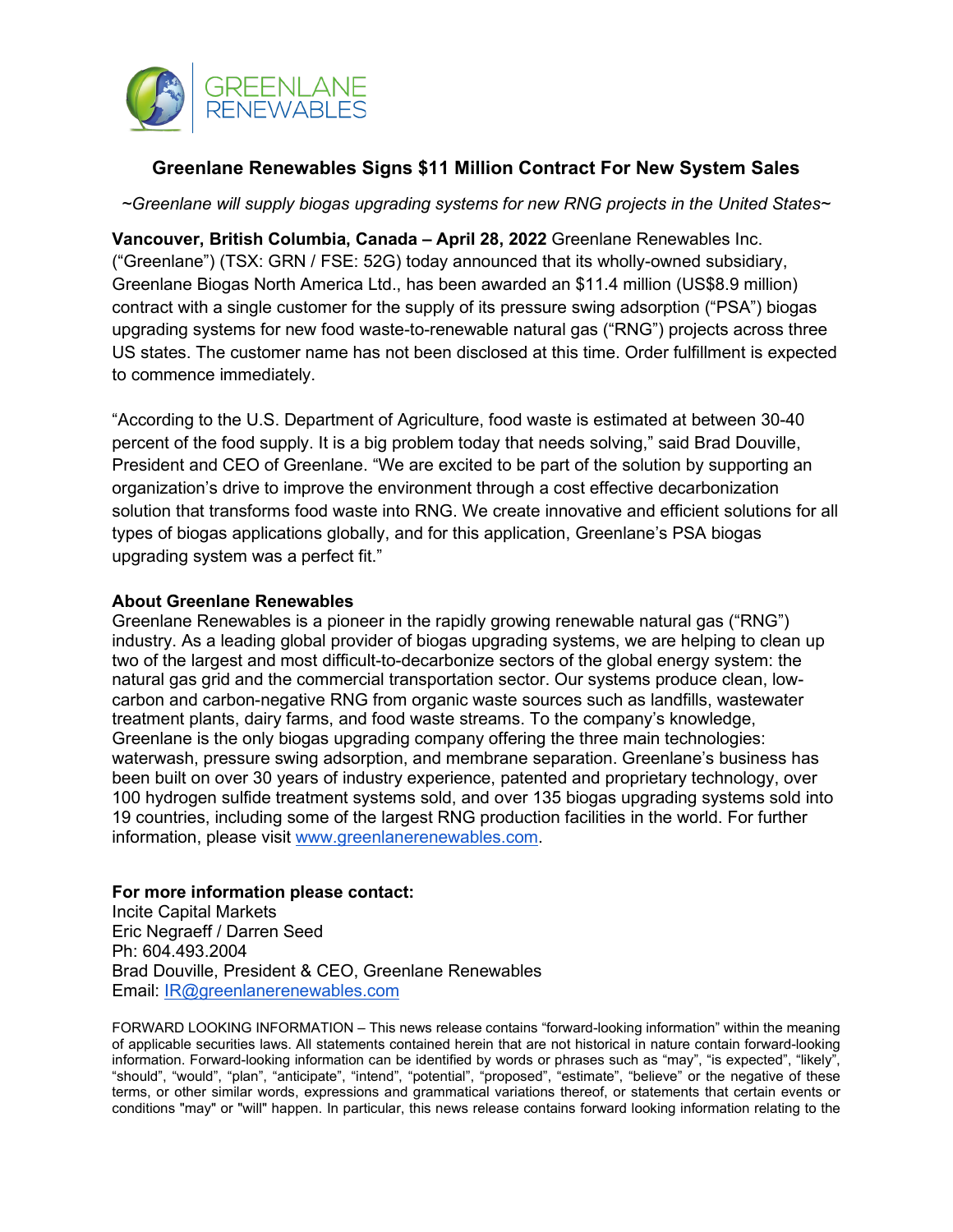# Greenlane Renewables Signs $11 Million Contract For New System Sales

*~Greenlane will supply biogas upgrading systems for new RNG projects in the United States~*

**Vancouver, British Columbia, Canada – April 28, 2022** Greenlane Renewables Inc. ("Greenlane") (TSX: GRN / FSE: 52G) today announced that its wholly-owned subsidiary, Greenlane Biogas North America Ltd., has been awarded an $11.4 million (US$8.9 million) contract with a single customer for the supply of its pressure swing adsorption ("PSA") biogas upgrading systems for new food waste-to-renewable natural gas ("RNG") projects across three US states. The customer name has not been disclosed at this time. Order fulfillment is expected to commence immediately.

"According to the U.S. Department of Agriculture, food waste is estimated at between 30-40 percent of the food supply. It is a big problem today that needs solving," said Brad Douville, President and CEO of Greenlane. "We are excited to be part of the solution by supporting an organization's drive to improve the environment through a cost effective decarbonization solution that transforms food waste into RNG. We create innovative and efficient solutions for all types of biogas applications globally, and for this application, Greenlane's PSA biogas upgrading system was a perfect fit."

**About Greenlane Renewables**

Greenlane Renewables is a pioneer in the rapidly growing renewable natural gas ("RNG") industry. As a leading global provider of biogas upgrading systems, we are helping to clean up two of the largest and most difficult-to-decarbonize sectors of the global energy system: the natural gas grid and the commercial transportation sector. Our systems produce clean, low-carbon and carbon-negative RNG from organic waste sources such as landfills, wastewater treatment plants, dairy farms, and food waste streams. To the company's knowledge, Greenlane is the only biogas upgrading company offering the three main technologies: waterwash, pressure swing adsorption, and membrane separation. Greenlane's business has been built on over 30 years of industry experience, patented and proprietary technology, over 100 hydrogen sulfide treatment systems sold, and over 135 biogas upgrading systems sold into 19 countries, including some of the largest RNG production facilities in the world. For further information, please visit www.greenlanerenewables.com.

**For more information please contact:**

Incite Capital Markets
Eric Negraeff / Darren Seed
Ph: 604.493.2004
Brad Douville, President & CEO, Greenlane Renewables
Email: IR@greenlanerenewables.com

FORWARD LOOKING INFORMATION – This news release contains "forward-looking information" within the meaning of applicable securities laws. All statements contained herein that are not historical in nature contain forward-looking information. Forward-looking information can be identified by words or phrases such as "may", "is expected", "likely", "should", "would", "plan", "anticipate", "intend", "potential", "proposed", "estimate", "believe" or the negative of these terms, or other similar words, expressions and grammatical variations thereof, or statements that certain events or conditions "may" or "will" happen. In particular, this news release contains forward looking information relating to the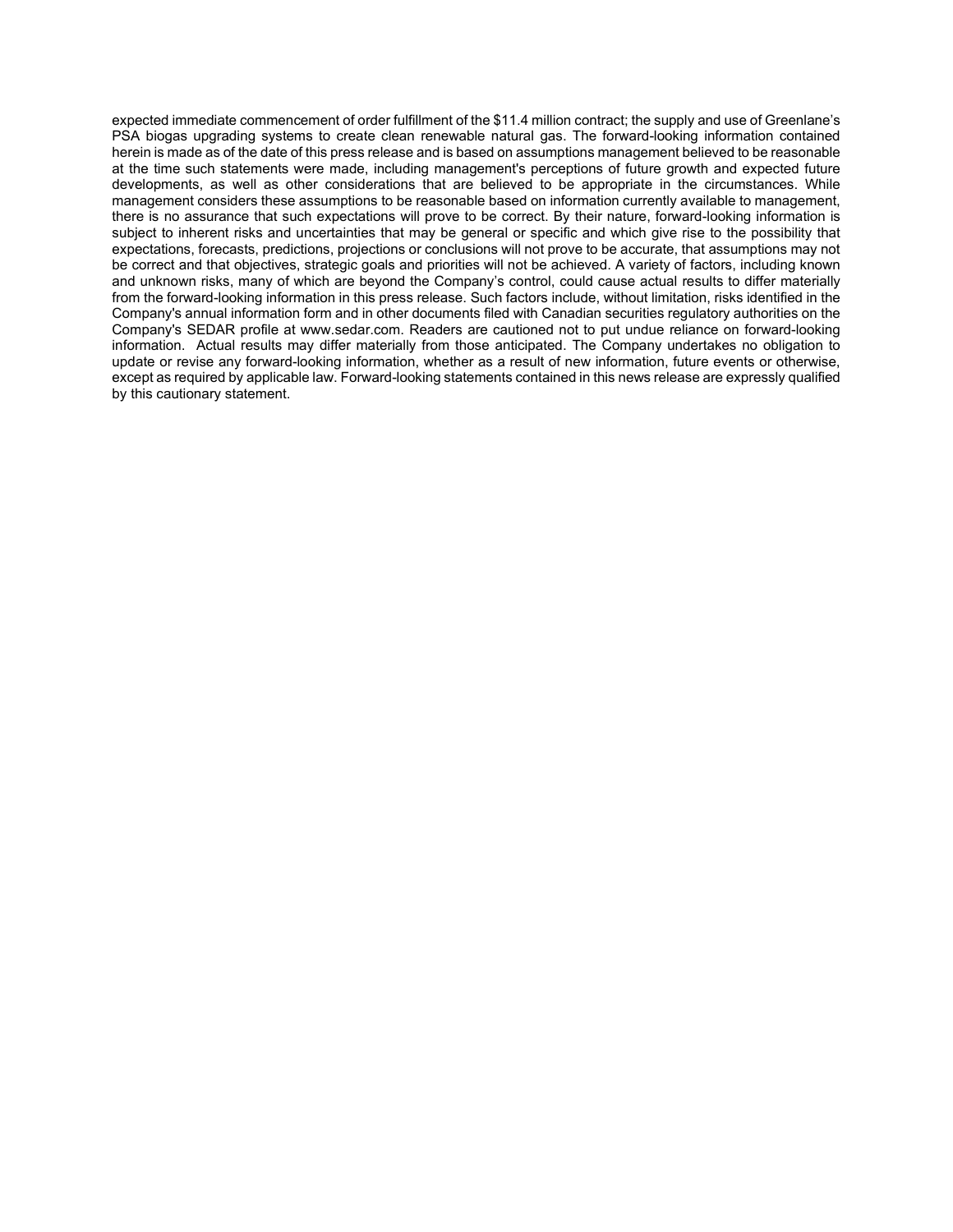expected immediate commencement of order fulfillment of the $11.4 million contract; the supply and use of Greenlane's PSA biogas upgrading systems to create clean renewable natural gas. The forward-looking information contained herein is made as of the date of this press release and is based on assumptions management believed to be reasonable at the time such statements were made, including management's perceptions of future growth and expected future developments, as well as other considerations that are believed to be appropriate in the circumstances. While management considers these assumptions to be reasonable based on information currently available to management, there is no assurance that such expectations will prove to be correct. By their nature, forward-looking information is subject to inherent risks and uncertainties that may be general or specific and which give rise to the possibility that expectations, forecasts, predictions, projections or conclusions will not prove to be accurate, that assumptions may not be correct and that objectives, strategic goals and priorities will not be achieved. A variety of factors, including known and unknown risks, many of which are beyond the Company's control, could cause actual results to differ materially from the forward-looking information in this press release. Such factors include, without limitation, risks identified in the Company's annual information form and in other documents filed with Canadian securities regulatory authorities on the Company's SEDAR profile at www.sedar.com. Readers are cautioned not to put undue reliance on forward-looking information. Actual results may differ materially from those anticipated. The Company undertakes no obligation to update or revise any forward-looking information, whether as a result of new information, future events or otherwise, except as required by applicable law. Forward-looking statements contained in this news release are expressly qualified by this cautionary statement.